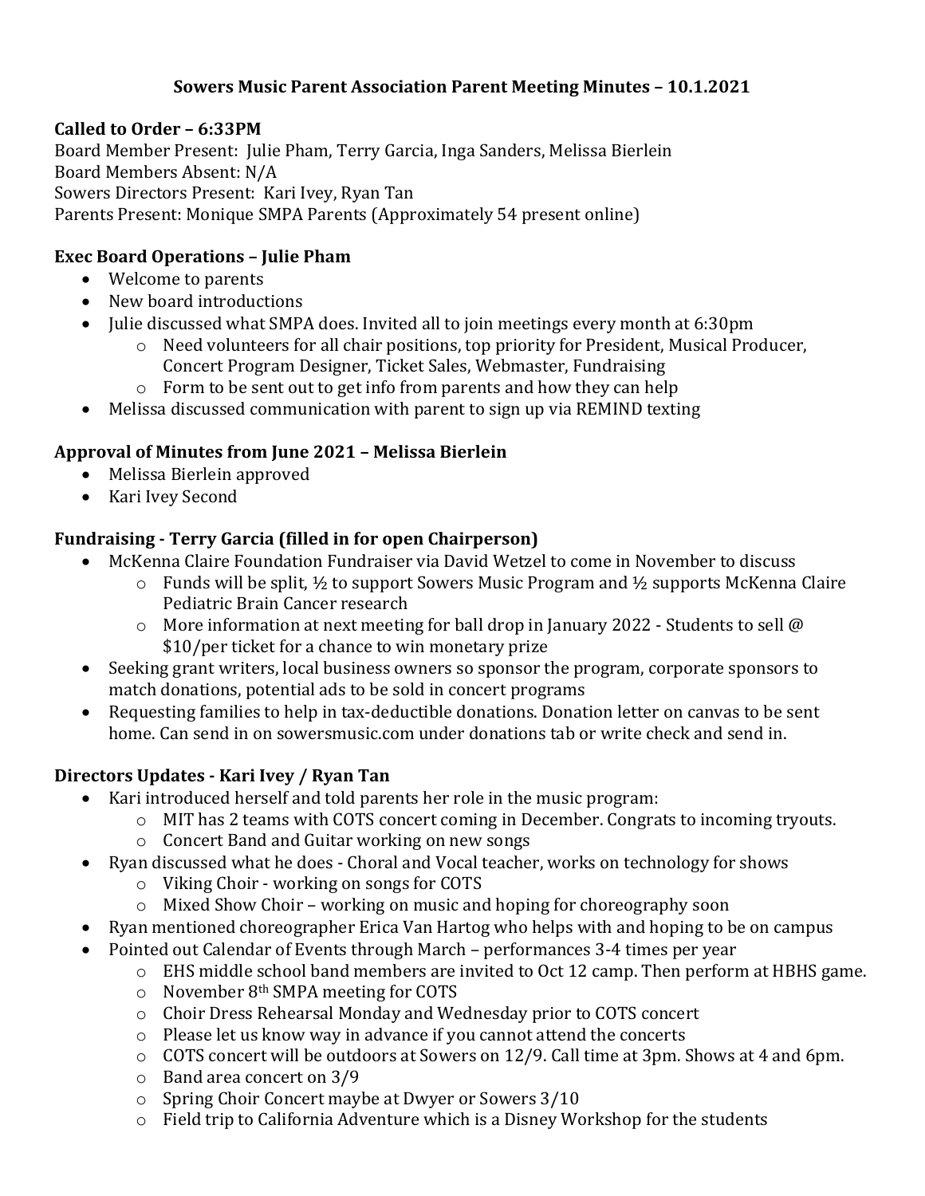# Sowers Music Parent Association Parent Meeting Minutes – 10.1.2021

## Called to Order – 6:33PM

Board Member Present: Julie Pham, Terry Garcia, Inga Sanders, Melissa Bierlein
Board Members Absent: N/A
Sowers Directors Present: Kari Ivey, Ryan Tan
Parents Present: Monique SMPA Parents (Approximately 54 present online)

## Exec Board Operations – Julie Pham

- Welcome to parents
- New board introductions
- Julie discussed what SMPA does. Invited all to join meetings every month at 6:30pm
    - Need volunteers for all chair positions, top priority for President, Musical Producer, Concert Program Designer, Ticket Sales, Webmaster, Fundraising
    - Form to be sent out to get info from parents and how they can help
- Melissa discussed communication with parent to sign up via REMIND texting

## Approval of Minutes from June 2021 – Melissa Bierlein

- Melissa Bierlein approved
- Kari Ivey Second

## Fundraising - Terry Garcia (filled in for open Chairperson)

- McKenna Claire Foundation Fundraiser via David Wetzel to come in November to discuss
    - Funds will be split, ½ to support Sowers Music Program and ½ supports McKenna Claire Pediatric Brain Cancer research
    - More information at next meeting for ball drop in January 2022 - Students to sell @ $10/per ticket for a chance to win monetary prize
- Seeking grant writers, local business owners so sponsor the program, corporate sponsors to match donations, potential ads to be sold in concert programs
- Requesting families to help in tax-deductible donations. Donation letter on canvas to be sent home. Can send in on sowersmusic.com under donations tab or write check and send in.

## Directors Updates - Kari Ivey / Ryan Tan

- Kari introduced herself and told parents her role in the music program:
    - MIT has 2 teams with COTS concert coming in December. Congrats to incoming tryouts.
    - Concert Band and Guitar working on new songs
- Ryan discussed what he does - Choral and Vocal teacher, works on technology for shows
    - Viking Choir - working on songs for COTS
    - Mixed Show Choir – working on music and hoping for choreography soon
- Ryan mentioned choreographer Erica Van Hartog who helps with and hoping to be on campus
- Pointed out Calendar of Events through March – performances 3-4 times per year
    - EHS middle school band members are invited to Oct 12 camp. Then perform at HBHS game.
    - November 8th SMPA meeting for COTS
    - Choir Dress Rehearsal Monday and Wednesday prior to COTS concert
    - Please let us know way in advance if you cannot attend the concerts
    - COTS concert will be outdoors at Sowers on 12/9. Call time at 3pm. Shows at 4 and 6pm.
    - Band area concert on 3/9
    - Spring Choir Concert maybe at Dwyer or Sowers 3/10
    - Field trip to California Adventure which is a Disney Workshop for the students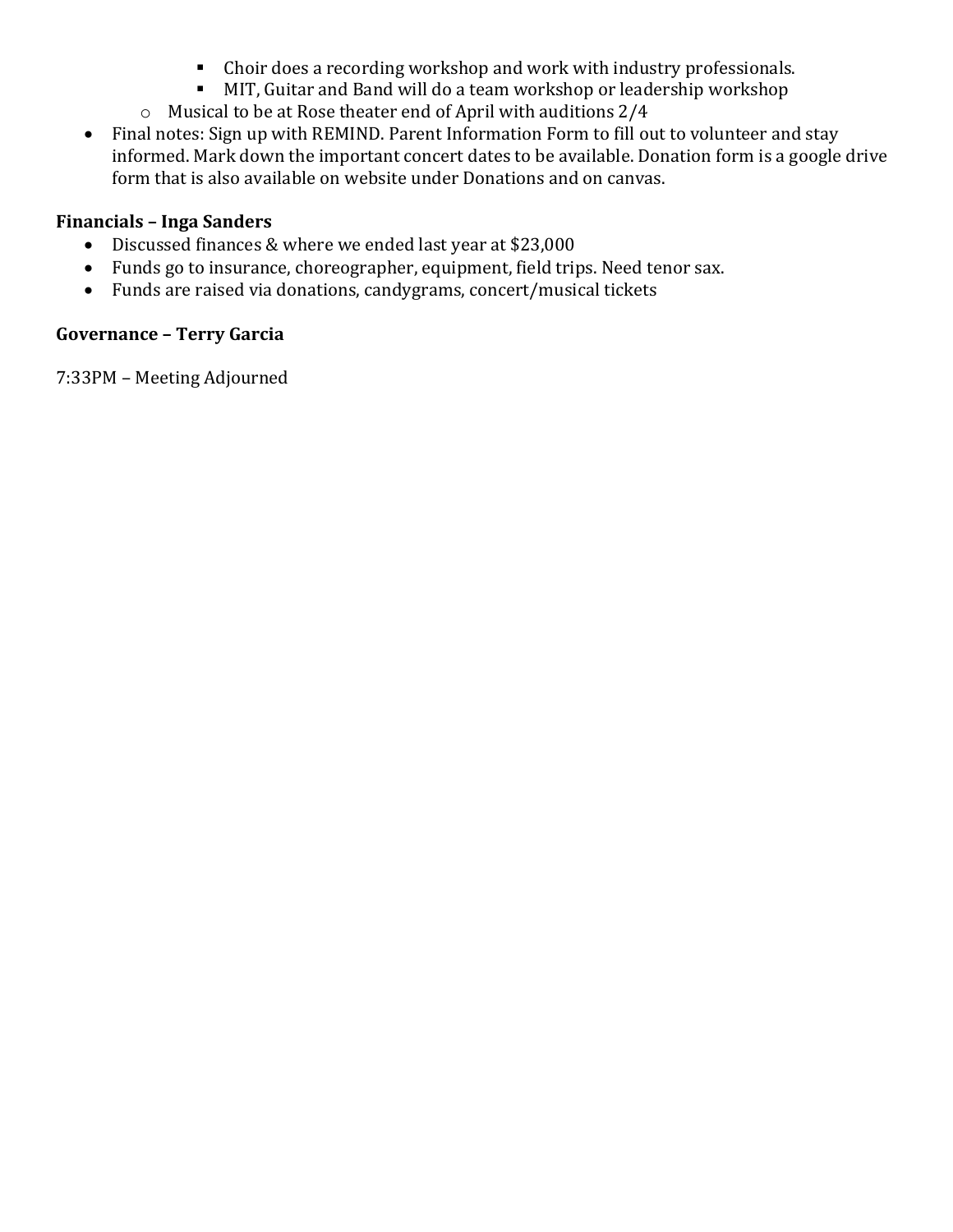- Choir does a recording workshop and work with industry professionals.
    - MIT, Guitar and Band will do a team workshop or leadership workshop
  - Musical to be at Rose theater end of April with auditions 2/4
- Final notes: Sign up with REMIND. Parent Information Form to fill out to volunteer and stay informed. Mark down the important concert dates to be available. Donation form is a google drive form that is also available on website under Donations and on canvas.

**Financials – Inga Sanders**

- Discussed finances & where we ended last year at $23,000
- Funds go to insurance, choreographer, equipment, field trips. Need tenor sax.
- Funds are raised via donations, candygrams, concert/musical tickets

**Governance – Terry Garcia**

7:33PM – Meeting Adjourned